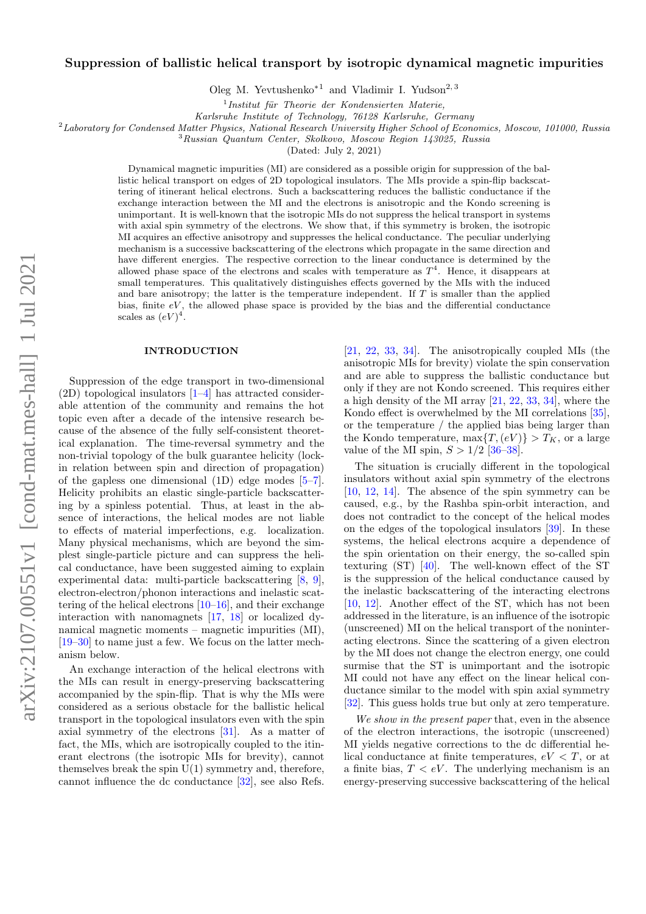# Suppression of ballistic helical transport by isotropic dynamical magnetic impurities

Oleg M. Yevtushenko*[1] and Vladimir I. Yudson[2,3]

[1] *Institut für Theorie der Kondensierten Materie, Karlsruhe Institute of Technology, 76128 Karlsruhe, Germany*

[2] *Laboratory for Condensed Matter Physics, National Research University Higher School of Economics, Moscow, 101000, Russia*

[3] *Russian Quantum Center, Skolkovo, Moscow Region 143025, Russia*

(Dated: July 2, 2021)

Dynamical magnetic impurities (MI) are considered as a possible origin for suppression of the ballistic helical transport on edges of 2D topological insulators. The MIs provide a spin-flip backscattering of itinerant helical electrons. Such a backscattering reduces the ballistic conductance if the exchange interaction between the MI and the electrons is anisotropic and the Kondo screening is unimportant. It is well-known that the isotropic MIs do not suppress the helical transport in systems with axial spin symmetry of the electrons. We show that, if this symmetry is broken, the isotropic MI acquires an effective anisotropy and suppresses the helical conductance. The peculiar underlying mechanism is a successive backscattering of the electrons which propagate in the same direction and have different energies. The respective correction to the linear conductance is determined by the allowed phase space of the electrons and scales with temperature as $T^4$. Hence, it disappears at small temperatures. This qualitatively distinguishes effects governed by the MIs with the induced and bare anisotropy; the latter is the temperature independent. If $T$ is smaller than the applied bias, finite $eV$, the allowed phase space is provided by the bias and the differential conductance scales as $(eV)^4$.

## INTRODUCTION

Suppression of the edge transport in two-dimensional (2D) topological insulators [1–4] has attracted considerable attention of the community and remains the hot topic even after a decade of the intensive research because of the absence of the fully self-consistent theoretical explanation. The time-reversal symmetry and the non-trivial topology of the bulk guarantee helicity (lock-in relation between spin and direction of propagation) of the gapless one dimensional (1D) edge modes [5–7]. Helicity prohibits an elastic single-particle backscattering by a spinless potential. Thus, at least in the absence of interactions, the helical modes are not liable to effects of material imperfections, e.g. localization. Many physical mechanisms, which are beyond the simplest single-particle picture and can suppress the helical conductance, have been suggested aiming to explain experimental data: multi-particle backscattering [8, 9], electron-electron/phonon interactions and inelastic scattering of the helical electrons [10–16], and their exchange interaction with nanomagnets [17, 18] or localized dynamical magnetic moments – magnetic impurities (MI), [19–30] to name just a few. We focus on the latter mechanism below.

An exchange interaction of the helical electrons with the MIs can result in energy-preserving backscattering accompanied by the spin-flip. That is why the MIs were considered as a serious obstacle for the ballistic helical transport in the topological insulators even with the spin axial symmetry of the electrons [31]. As a matter of fact, the MIs, which are isotropically coupled to the itinerant electrons (the isotropic MIs for brevity), cannot themselves break the spin U(1) symmetry and, therefore, cannot influence the dc conductance [32], see also Refs. [21, 22, 33, 34]. The anisotropically coupled MIs (the anisotropic MIs for brevity) violate the spin conservation and are able to suppress the ballistic conductance but only if they are not Kondo screened. This requires either a high density of the MI array [21, 22, 33, 34], where the Kondo effect is overwhelmed by the MI correlations [35], or the temperature / the applied bias being larger than the Kondo temperature, $\max\{T, (eV)\} > T_K$, or a large value of the MI spin, $S > 1/2$ [36–38].

The situation is crucially different in the topological insulators without axial spin symmetry of the electrons [10, 12, 14]. The absence of the spin symmetry can be caused, e.g., by the Rashba spin-orbit interaction, and does not contradict to the concept of the helical modes on the edges of the topological insulators [39]. In these systems, the helical electrons acquire a dependence of the spin orientation on their energy, the so-called spin texturing (ST) [40]. The well-known effect of the ST is the suppression of the helical conductance caused by the inelastic backscattering of the interacting electrons [10, 12]. Another effect of the ST, which has not been addressed in the literature, is an influence of the isotropic (unscreened) MI on the helical transport of the noninteracting electrons. Since the scattering of a given electron by the MI does not change the electron energy, one could surmise that the ST is unimportant and the isotropic MI could not have any effect on the linear helical conductance similar to the model with spin axial symmetry [32]. This guess holds true but only at zero temperature.

*We show in the present paper* that, even in the absence of the electron interactions, the isotropic (unscreened) MI yields negative corrections to the dc differential helical conductance at finite temperatures, $eV < T$, or at a finite bias, $T < eV$. The underlying mechanism is an energy-preserving successive backscattering of the helical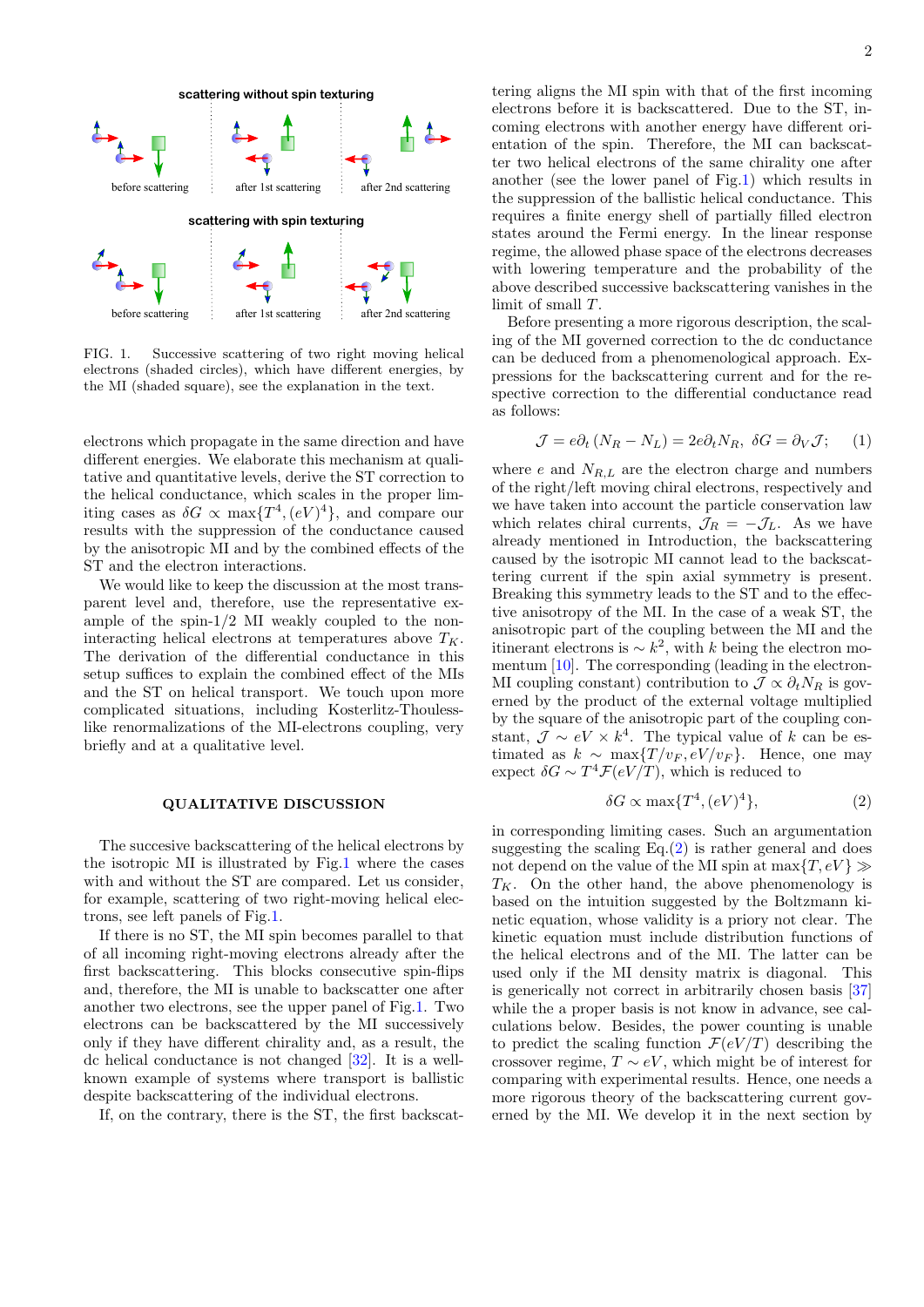FIG. 1. Successive scattering of two right moving helical electrons (shaded circles), which have different energies, by the MI (shaded square), see the explanation in the text.

electrons which propagate in the same direction and have different energies. We elaborate this mechanism at qualitative and quantitative levels, derive the ST correction to the helical conductance, which scales in the proper limiting cases as $\delta G \propto \max\{T^4, (eV)^4\}$, and compare our results with the suppression of the conductance caused by the anisotropic MI and by the combined effects of the ST and the electron interactions.

We would like to keep the discussion at the most transparent level and, therefore, use the representative example of the spin-1/2 MI weakly coupled to the non-interacting helical electrons at temperatures above $T_K$. The derivation of the differential conductance in this setup suffices to explain the combined effect of the MIs and the ST on helical transport. We touch upon more complicated situations, including Kosterlitz-Thouless-like renormalizations of the MI-electrons coupling, very briefly and at a qualitative level.

## QUALITATIVE DISCUSSION

The succesive backscattering of the helical electrons by the isotropic MI is illustrated by Fig.1 where the cases with and without the ST are compared. Let us consider, for example, scattering of two right-moving helical electrons, see left panels of Fig.1.

If there is no ST, the MI spin becomes parallel to that of all incoming right-moving electrons already after the first backscattering. This blocks consecutive spin-flips and, therefore, the MI is unable to backscatter one after another two electrons, see the upper panel of Fig.1. Two electrons can be backscattered by the MI successively only if they have different chirality and, as a result, the dc helical conductance is not changed [32]. It is a well-known example of systems where transport is ballistic despite backscattering of the individual electrons.

If, on the contrary, there is the ST, the first backscattering aligns the MI spin with that of the first incoming electrons before it is backscattered. Due to the ST, incoming electrons with another energy have different orientation of the spin. Therefore, the MI can backscatter two helical electrons of the same chirality one after another (see the lower panel of Fig.1) which results in the suppression of the ballistic helical conductance. This requires a finite energy shell of partially filled electron states around the Fermi energy. In the linear response regime, the allowed phase space of the electrons decreases with lowering temperature and the probability of the above described successive backscattering vanishes in the limit of small $T$.

Before presenting a more rigorous description, the scaling of the MI governed correction to the dc conductance can be deduced from a phenomenological approach. Expressions for the backscattering current and for the respective correction to the differential conductance read as follows:

$$\mathcal{J} = e\partial_t (N_R - N_L) = 2e\partial_t N_R, \;\; \delta G = \partial_V \mathcal{J}; \qquad (1)$$

where $e$ and $N_{R,L}$ are the electron charge and numbers of the right/left moving chiral electrons, respectively and we have taken into account the particle conservation law which relates chiral currents, $\mathcal{J}_R = -\mathcal{J}_L$. As we have already mentioned in Introduction, the backscattering caused by the isotropic MI cannot lead to the backscattering current if the spin axial symmetry is present. Breaking this symmetry leads to the ST and to the effective anisotropy of the MI. In the case of a weak ST, the anisotropic part of the coupling between the MI and the itinerant electrons is $\sim k^2$, with $k$ being the electron momentum [10]. The corresponding (leading in the electron-MI coupling constant) contribution to $\mathcal{J} \propto \partial_t N_R$ is governed by the product of the external voltage multiplied by the square of the anisotropic part of the coupling constant, $\mathcal{J} \sim eV \times k^4$. The typical value of $k$ can be estimated as $k \sim \max\{T/v_F, eV/v_F\}$. Hence, one may expect $\delta G \sim T^4 \mathcal{F}(eV/T)$, which is reduced to

$$\delta G \propto \max\{T^4, (eV)^4\}, \qquad (2)$$

in corresponding limiting cases. Such an argumentation suggesting the scaling Eq.(2) is rather general and does not depend on the value of the MI spin at $\max\{T, eV\} \gg T_K$. On the other hand, the above phenomenology is based on the intuition suggested by the Boltzmann kinetic equation, whose validity is a priory not clear. The kinetic equation must include distribution functions of the helical electrons and of the MI. The latter can be used only if the MI density matrix is diagonal. This is generically not correct in arbitrarily chosen basis [37] while the a proper basis is not know in advance, see calculations below. Besides, the power counting is unable to predict the scaling function $\mathcal{F}(eV/T)$ describing the crossover regime, $T \sim eV$, which might be of interest for comparing with experimental results. Hence, one needs a more rigorous theory of the backscattering current governed by the MI. We develop it in the next section by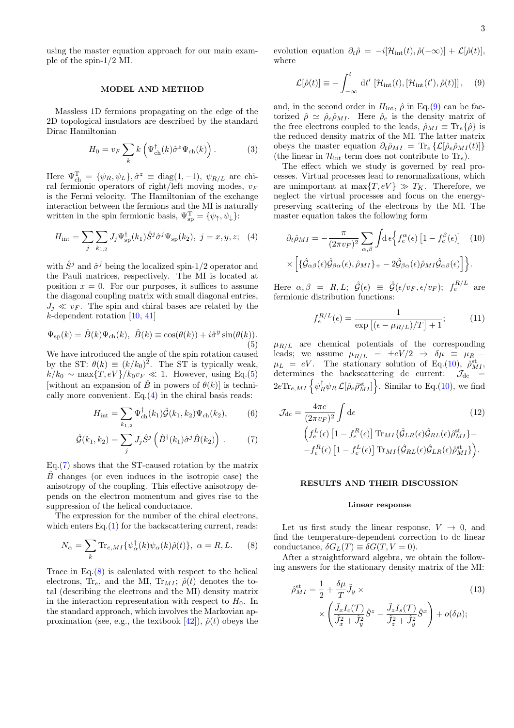using the master equation approach for our main example of the spin-1/2 MI.

## MODEL AND METHOD

Massless 1D fermions propagating on the edge of the 2D topological insulators are described by the standard Dirac Hamiltonian

$$H_0 = v_F \sum_k k \left( \Psi^\dagger_{\rm ch}(k) \hat\sigma^z \Psi_{\rm ch}(k) \right). \tag{3}$$

Here $\Psi^{\rm T}_{\rm ch} = \{\psi_R, \psi_L\}$, $\hat\sigma^z \equiv {\rm diag}(1,-1)$, $\psi_{R/L}$ are chiral fermionic operators of right/left moving modes, $v_F$ is the Fermi velocity. The Hamiltonian of the exchange interaction between the fermions and the MI is naturally written in the spin fermionic basis, $\Psi^{\rm T}_{\rm sp} = \{\psi_\uparrow, \psi_\downarrow\}$:

$$H_{\rm int} = \sum_j \sum_{k_{1,2}} J_j \Psi^\dagger_{\rm sp}(k_1) \hat S^j \hat\sigma^j \Psi_{\rm sp}(k_2), \; j = x, y, z; \tag{4}$$

with $\hat S^j$ and $\hat\sigma^j$ being the localized spin-1/2 operator and the Pauli matrices, respectively. The MI is located at position $x = 0$. For our purposes, it suffices to assume the diagonal coupling matrix with small diagonal entries, $J_j \ll v_F$. The spin and chiral bases are related by the $k$-dependent rotation [10, 41]

$$\Psi_{\rm sp}(k) = \hat B(k) \Psi_{\rm ch}(k), \; \hat B(k) \equiv \cos(\theta(k)) + i\hat\sigma^y \sin(\theta(k)). \tag{5}$$

We have introduced the angle of the spin rotation caused by the ST: $\theta(k) \equiv (k/k_0)^2$. The ST is typically weak, $k/k_0 \sim \max\{T, eV\}/k_0 v_F \ll 1$. However, using Eq.(5) [without an expansion of $\hat B$ in powers of $\theta(k)$] is technically more convenient. Eq.(4) in the chiral basis reads:

$$H_{\rm int} = \sum_{k_{1,2}} \Psi^\dagger_{\rm ch}(k_1) \hat{\mathcal{G}}(k_1, k_2) \Psi_{\rm ch}(k_2), \tag{6}$$

$$\hat{\mathcal{G}}(k_1, k_2) = \sum_j J_j \hat S^j \left( \hat B^\dagger(k_1) \hat\sigma^j \hat B(k_2) \right). \tag{7}$$

Eq.(7) shows that the ST-caused rotation by the matrix $\hat B$ changes (or even induces in the isotropic case) the anisotropy of the coupling. This effective anisotropy depends on the electron momentum and gives rise to the suppression of the helical conductance.

The expression for the number of the chiral electrons, which enters Eq.(1) for the backscattering current, reads:

$$N_\alpha = \sum_k {\rm Tr}_{e,MI}\{\psi^\dagger_\alpha(k) \psi_\alpha(k) \hat\rho(t)\}, \; \alpha = R, L. \tag{8}$$

Trace in Eq.(8) is calculated with respect to the helical electrons, ${\rm Tr}_e$, and the MI, ${\rm Tr}_{MI}$; $\hat\rho(t)$ denotes the total (describing the electrons and the MI) density matrix in the interaction representation with respect to $H_0$. In the standard approach, which involves the Markovian approximation (see, e.g., the textbook [42]), $\hat\rho(t)$ obeys the evolution equation $\partial_t \hat\rho = -i[\mathcal{H}_{\rm int}(t), \hat\rho(-\infty)] + \mathcal{L}[\hat\rho(t)]$, where

$$\mathcal{L}[\hat\rho(t)] \equiv -\int_{-\infty}^{t} {\rm d}t' \, [\mathcal{H}_{\rm int}(t), [\mathcal{H}_{\rm int}(t'), \hat\rho(t)]], \tag{9}$$

and, in the second order in $\mathcal{H}_{\rm int}$, $\hat\rho$ in Eq.(9) can be factorized $\hat\rho \simeq \hat\rho_e \hat\rho_{MI}$. Here $\hat\rho_e$ is the density matrix of the free electrons coupled to the leads, $\hat\rho_{MI} \equiv {\rm Tr}_e\{\hat\rho\}$ is the reduced density matrix of the MI. The latter matrix obeys the master equation $\partial_t \hat\rho_{MI} = {\rm Tr}_e\{\mathcal{L}[\hat\rho_e \hat\rho_{MI}(t)]\}$ (the linear in $\mathcal{H}_{\rm int}$ term does not contribute to ${\rm Tr}_e$).

The effect which we study is governed by real processes. Virtual processes lead to renormalizations, which are unimportant at $\max\{T, eV\} \gg T_K$. Therefore, we neglect the virtual processes and focus on the energy-preserving scattering of the electrons by the MI. The master equation takes the following form

$$\partial_t \hat\rho_{MI} = -\frac{\pi}{(2\pi v_F)^2} \sum_{\alpha,\beta} \int {\rm d}\epsilon \Big\{ f^\alpha_e(\epsilon) \left[1 - f^\beta_e(\epsilon)\right] \tag{10}$$
$$\times \left[ \{\hat{\mathcal{G}}_{\alpha\beta}(\epsilon) \hat{\mathcal{G}}_{\beta\alpha}(\epsilon), \hat\rho_{MI}\}_+ - 2\hat{\mathcal{G}}_{\beta\alpha}(\epsilon) \hat\rho_{MI} \hat{\mathcal{G}}_{\alpha\beta}(\epsilon) \right] \Big\}.$$

Here $\alpha, \beta = R, L$; $\hat{\mathcal{G}}(\epsilon) \equiv \hat{\mathcal{G}}(\epsilon/v_F, \epsilon/v_F)$; $f^{R/L}_e$ are fermionic distribution functions:

$$f^{R/L}_e(\epsilon) = \frac{1}{\exp\left[(\epsilon - \mu_{R/L})/T\right] + 1}; \tag{11}$$

$\mu_{R/L}$ are chemical potentials of the corresponding leads; we assume $\mu_{R/L} = \pm eV/2 \Rightarrow \delta\mu \equiv \mu_R - \mu_L = eV$. The stationary solution of Eq.(10), $\hat\rho^{\rm st}_{MI}$, determines the backscattering dc current: $\mathcal{J}_{\rm dc} = 2e{\rm Tr}_{e,MI}\left\{\psi^\dagger_R \psi_R \, \mathcal{L}[\hat\rho_e \hat\rho^{\rm st}_{MI}]\right\}$. Similar to Eq.(10), we find

$$\mathcal{J}_{\rm dc} = \frac{4\pi e}{(2\pi v_F)^2} \int {\rm d}\epsilon \tag{12}$$
$$\Big( f^L_e(\epsilon) \left[1 - f^R_e(\epsilon)\right] {\rm Tr}_{MI}\{\hat{\mathcal{G}}_{LR}(\epsilon) \hat{\mathcal{G}}_{RL}(\epsilon) \hat\rho^{\rm st}_{MI}\} -$$
$$- f^R_e(\epsilon) \left[1 - f^L_e(\epsilon)\right] {\rm Tr}_{MI}\{\hat{\mathcal{G}}_{RL}(\epsilon) \hat{\mathcal{G}}_{LR}(\epsilon) \hat\rho^{\rm st}_{MI}\} \Big).$$

## RESULTS AND THEIR DISCUSSION

### Linear response

Let us first study the linear response, $V \to 0$, and find the temperature-dependent correction to dc linear conductance, $\delta G_L(T) \equiv \delta G(T, V = 0)$.

After a straightforward algebra, we obtain the following answers for the stationary density matrix of the MI:

$$\hat\rho^{\rm st}_{MI} = \frac{1}{2} + \frac{\delta\mu}{T} \tilde J_y \times \tag{13}$$
$$\times \left( \frac{\tilde J_x I_c(\mathcal{T})}{\tilde J_x^2 + \tilde J_y^2} \hat S^z - \frac{\tilde J_z I_s(\mathcal{T})}{\tilde J_z^2 + \tilde J_y^2} \hat S^x \right) + o(\delta\mu);$$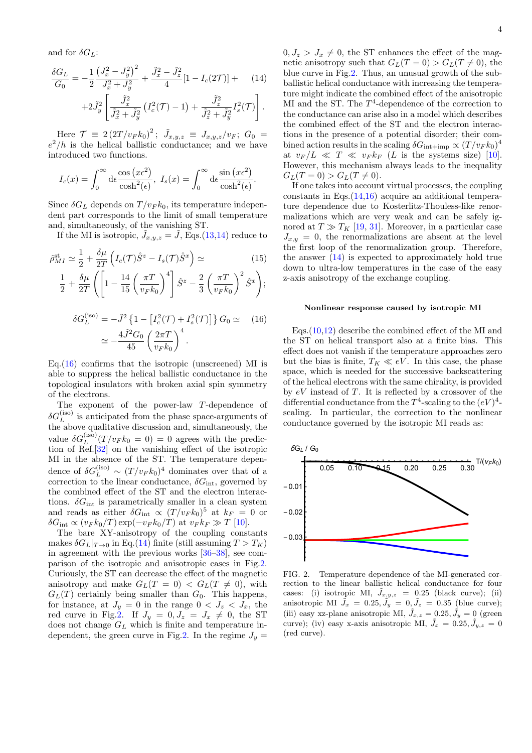and for $\delta G_L$:

$$\frac{\delta G_L}{G_0} = -\frac{1}{2}\frac{\left(J_x^2 - J_y^2\right)^2}{J_x^2 + J_y^2} + \frac{\tilde{J}_x^2 - \tilde{J}_z^2}{4}[1 - I_c(2\mathcal{T})] + \quad (14)$$
$$+2\tilde{J}_y^2\left[\frac{\tilde{J}_x^2}{\tilde{J}_x^2 + \tilde{J}_y^2}\left(I_c^2(\mathcal{T}) - 1\right) + \frac{\tilde{J}_z^2}{\tilde{J}_z^2 + \tilde{J}_y^2} I_s^2(\mathcal{T})\right].$$

Here $\mathcal{T} \equiv 2\left(2T/v_F k_0\right)^2$; $\tilde{J}_{x,y,z} \equiv J_{x,y,z}/v_F$; $G_0 = e^2/h$ is the helical ballistic conductance; and we have introduced two functions.

$$I_c(x) = \int_0^\infty d\epsilon \frac{\cos\left(x\epsilon^2\right)}{\cosh^2(\epsilon)}, \quad I_s(x) = \int_0^\infty d\epsilon \frac{\sin\left(x\epsilon^2\right)}{\cosh^2(\epsilon)}.$$

Since $\delta G_L$ depends on $T/v_F k_0$, its temperature independent part corresponds to the limit of small temperature and, simultaneously, of the vanishing ST.

If the MI is isotropic, $\tilde{J}_{x,y,z} = \tilde{J}$, Eqs.(13,14) reduce to

$$\hat{\rho}^{\rm st}_{MI} \simeq \frac{1}{2} + \frac{\delta\mu}{2T}\left(I_c(\mathcal{T})\hat{S}^z - I_s(\mathcal{T})\hat{S}^x\right) \simeq \quad (15)$$
$$\frac{1}{2} + \frac{\delta\mu}{2T}\left(\left[1 - \frac{14}{15}\left(\frac{\pi T}{v_F k_0}\right)^4\right]\hat{S}^z - \frac{2}{3}\left(\frac{\pi T}{v_F k_0}\right)^2\hat{S}^x\right);$$

$$\delta G_L^{(\rm iso)} = -\tilde{J}^2\left\{1 - \left[I_c^2(\mathcal{T}) + I_s^2(\mathcal{T})\right]\right\} G_0 \simeq \quad (16)$$
$$\simeq -\frac{4\tilde{J}^2 G_0}{45}\left(\frac{2\pi T}{v_F k_0}\right)^4.$$

Eq.(16) confirms that the isotropic (unscreened) MI is able to suppress the helical ballistic conductance in the topological insulators with broken axial spin symmetry of the electrons.

The exponent of the power-law $T$-dependence of $\delta G_L^{(\rm iso)}$ is anticipated from the phase space-arguments of the above qualitative discussion and, simultaneously, the value $\delta G_L^{(\rm iso)}(T/v_F k_0 = 0) = 0$ agrees with the prediction of Ref.[32] on the vanishing effect of the isotropic MI in the absence of the ST. The temperature dependence of $\delta G_L^{(\rm iso)} \sim (T/v_F k_0)^4$ dominates over that of a correction to the linear conductance, $\delta G_{\rm int}$, governed by the combined effect of the ST and the electron interactions. $\delta G_{\rm int}$ is parametrically smaller in a clean system and reads as either $\delta G_{\rm int} \propto (T/v_F k_0)^5$ at $k_F = 0$ or $\delta G_{\rm int} \propto (v_F k_0/T)\exp(-v_F k_0/T)$ at $v_F k_F \gg T$ [10].

The bare XY-anisotropy of the coupling constants makes $\delta G_L|_{T\to 0}$ in Eq.(14) finite (still assuming $T > T_K$) in agreement with the previous works [36–38], see comparison of the isotropic and anisotropic cases in Fig.2. Curiously, the ST can decrease the effect of the magnetic anisotropy and make $G_L(T = 0) < G_L(T \neq 0)$, with $G_L(T)$ certainly being smaller than $G_0$. This happens, for instance, at $J_y = 0$ in the range $0 < J_z < J_x$, the red curve in Fig.2. If $J_y = 0, J_z = J_x \neq 0$, the ST does not change $G_L$ which is finite and temperature independent, the green curve in Fig.2. In the regime $J_y = 0, J_z > J_x \neq 0$, the ST enhances the effect of the magnetic anisotropy such that $G_L(T = 0) > G_L(T \neq 0)$, the blue curve in Fig.2. Thus, an unusual growth of the subballistic helical conductance with increasing the temperature might indicate the combined effect of the anisotropic MI and the ST. The $T^4$-dependence of the correction to the conductance can arise also in a model which describes the combined effect of the ST and the electron interactions in the presence of a potential disorder; their combined action results in the scaling $\delta G_{\rm int+imp} \propto (T/v_F k_0)^4$ at $v_F/L \ll T \ll v_F k_F$ ($L$ is the systems size) [10]. However, this mechanism always leads to the inequality $G_L(T = 0) > G_L(T \neq 0)$.

If one takes into account virtual processes, the coupling constants in Eqs.(14,16) acquire an additional temperature dependence due to Kosterlitz-Thouless-like renormalizations which are very weak and can be safely ignored at $T \gg T_K$ [19, 31]. Moreover, in a particular case $J_{x,y} = 0$, the renormalizations are absent at the level the first loop of the renormalization group. Therefore, the answer (14) is expected to approximately hold true down to ultra-low temperatures in the case of the easy z-axis anisotropy of the exchange coupling.

FIG. 2. Temperature dependence of the MI-generated correction to the linear ballistic helical conductance for four cases: (i) isotropic MI, $\tilde{J}_{x,y,z} = 0.25$ (black curve); (ii) anisotropic MI $\tilde{J}_x = 0.25, \tilde{J}_y = 0, \tilde{J}_z = 0.35$ (blue curve); (iii) easy xz-plane anisotropic MI, $\tilde{J}_{x,z} = 0.25, \tilde{J}_y = 0$ (green curve); (iv) easy x-axis anisotropic MI, $\tilde{J}_x = 0.25, \tilde{J}_{y,z} = 0$ (red curve).

### Nonlinear response caused by isotropic MI

Eqs.(10,12) describe the combined effect of the MI and the ST on helical transport also at a finite bias. This effect does not vanish if the temperature approaches zero but the bias is finite, $T_K \ll eV$. In this case, the phase space, which is needed for the successive backscattering of the helical electrons with the same chirality, is provided by $eV$ instead of $T$. It is reflected by a crossover of the differential conductance from the $T^4$-scaling to the $(eV)^4$-scaling. In particular, the correction to the nonlinear conductance governed by the isotropic MI reads as: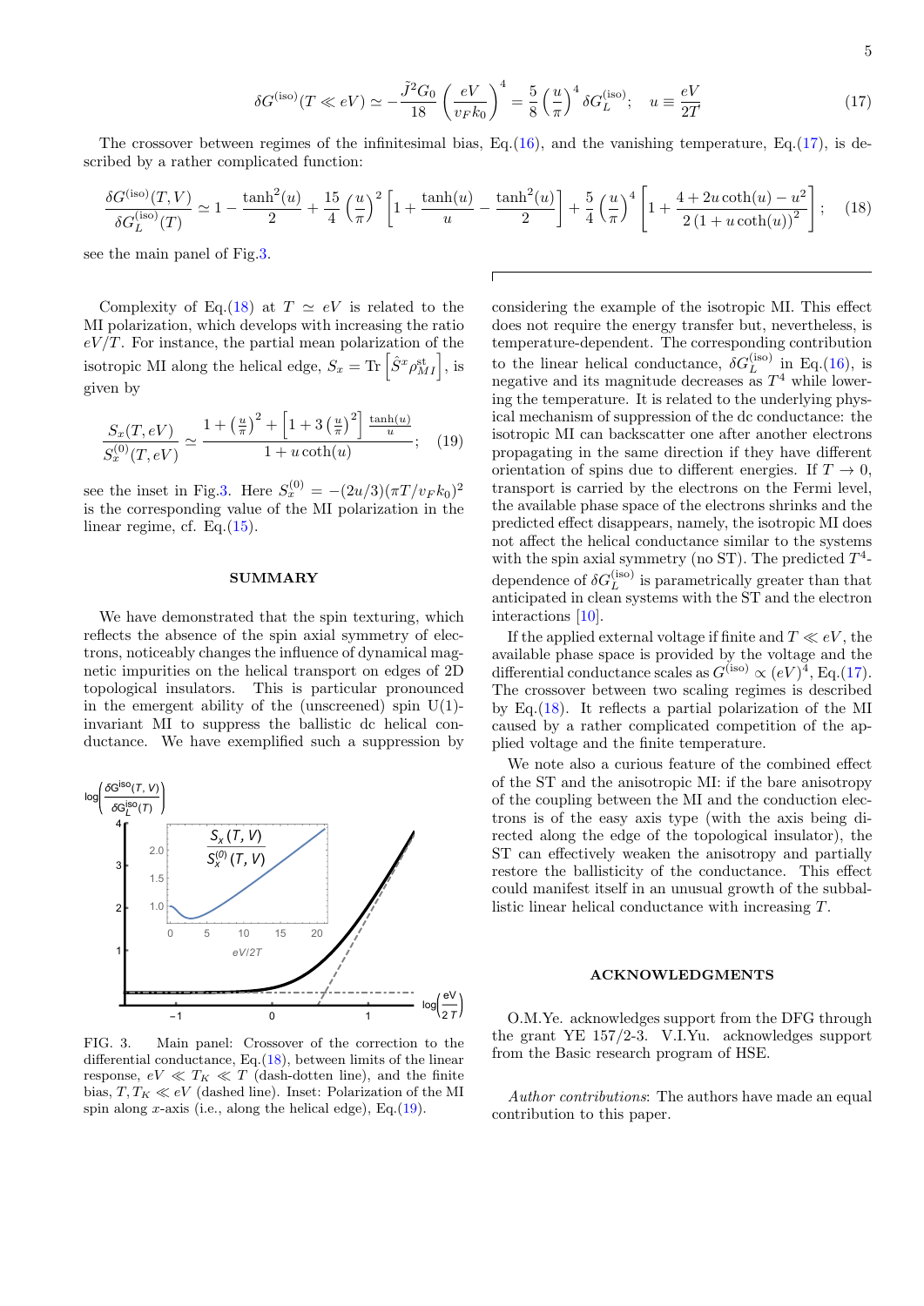$$\delta G^{(\rm iso)}(T \ll eV) \simeq -\frac{\tilde{J}^2 G_0}{18}\left(\frac{eV}{v_F k_0}\right)^4 = \frac{5}{8}\left(\frac{u}{\pi}\right)^4 \delta G_L^{(\rm iso)}; \quad u \equiv \frac{eV}{2T} \tag{17}$$

The crossover between regimes of the infinitesimal bias, Eq.(16), and the vanishing temperature, Eq.(17), is described by a rather complicated function:

$$\frac{\delta G^{(\rm iso)}(T,V)}{\delta G_L^{(\rm iso)}(T)} \simeq 1 - \frac{\tanh^2(u)}{2} + \frac{15}{4}\left(\frac{u}{\pi}\right)^2\left[1 + \frac{\tanh(u)}{u} - \frac{\tanh^2(u)}{2}\right] + \frac{5}{4}\left(\frac{u}{\pi}\right)^4\left[1 + \frac{4 + 2u\coth(u) - u^2}{2\left(1 + u\coth(u)\right)^2}\right]; \tag{18}$$

see the main panel of Fig.3.

Complexity of Eq.(18) at $T \simeq eV$ is related to the MI polarization, which develops with increasing the ratio $eV/T$. For instance, the partial mean polarization of the isotropic MI along the helical edge, $S_x = \mathrm{Tr}\left[\hat{S}^x \rho_{MI}^{\rm st}\right]$, is given by

$$\frac{S_x(T,eV)}{S_x^{(0)}(T,eV)} \simeq \frac{1 + \left(\frac{u}{\pi}\right)^2 + \left[1 + 3\left(\frac{u}{\pi}\right)^2\right]\frac{\tanh(u)}{u}}{1 + u\coth(u)}; \tag{19}$$

see the inset in Fig.3. Here $S_x^{(0)} = -(2u/3)(\pi T/v_F k_0)^2$ is the corresponding value of the MI polarization in the linear regime, cf. Eq.(15).

## SUMMARY

We have demonstrated that the spin texturing, which reflects the absence of the spin axial symmetry of electrons, noticeably changes the influence of dynamical magnetic impurities on the helical transport on edges of 2D topological insulators. This is particular pronounced in the emergent ability of the (unscreened) spin U(1)-invariant MI to suppress the ballistic dc helical conductance. We have exemplified such a suppression by considering the example of the isotropic MI. This effect does not require the energy transfer but, nevertheless, is temperature-dependent. The corresponding contribution to the linear helical conductance, $\delta G_L^{(\rm iso)}$ in Eq.(16), is negative and its magnitude decreases as $T^4$ while lowering the temperature. It is related to the underlying physical mechanism of suppression of the dc conductance: the isotropic MI can backscatter one after another electrons propagating in the same direction if they have different orientation of spins due to different energies. If $T \to 0$, transport is carried by the electrons on the Fermi level, the available phase space of the electrons shrinks and the predicted effect disappears, namely, the isotropic MI does not affect the helical conductance similar to the systems with the spin axial symmetry (no ST). The predicted $T^4$-dependence of $\delta G_L^{(\rm iso)}$ is parametrically greater than that anticipated in clean systems with the ST and the electron interactions [10].

If the applied external voltage if finite and $T \ll eV$, the available phase space is provided by the voltage and the differential conductance scales as $G^{(\rm iso)} \propto (eV)^4$, Eq.(17). The crossover between two scaling regimes is described by Eq.(18). It reflects a partial polarization of the MI caused by a rather complicated competition of the applied voltage and the finite temperature.

We note also a curious feature of the combined effect of the ST and the anisotropic MI: if the bare anisotropy of the coupling between the MI and the conduction electrons is of the easy axis type (with the axis being directed along the edge of the topological insulator), the ST can effectively weaken the anisotropy and partially restore the ballisticity of the conductance. This effect could manifest itself in an unusual growth of the subballistic linear helical conductance with increasing $T$.

FIG. 3. Main panel: Crossover of the correction to the differential conductance, Eq.(18), between limits of the linear response, $eV \ll T_K \ll T$ (dash-dotten line), and the finite bias, $T, T_K \ll eV$ (dashed line). Inset: Polarization of the MI spin along $x$-axis (i.e., along the helical edge), Eq.(19).

## ACKNOWLEDGMENTS

O.M.Ye. acknowledges support from the DFG through the grant YE 157/2-3. V.I.Yu. acknowledges support from the Basic research program of HSE.

*Author contributions*: The authors have made an equal contribution to this paper.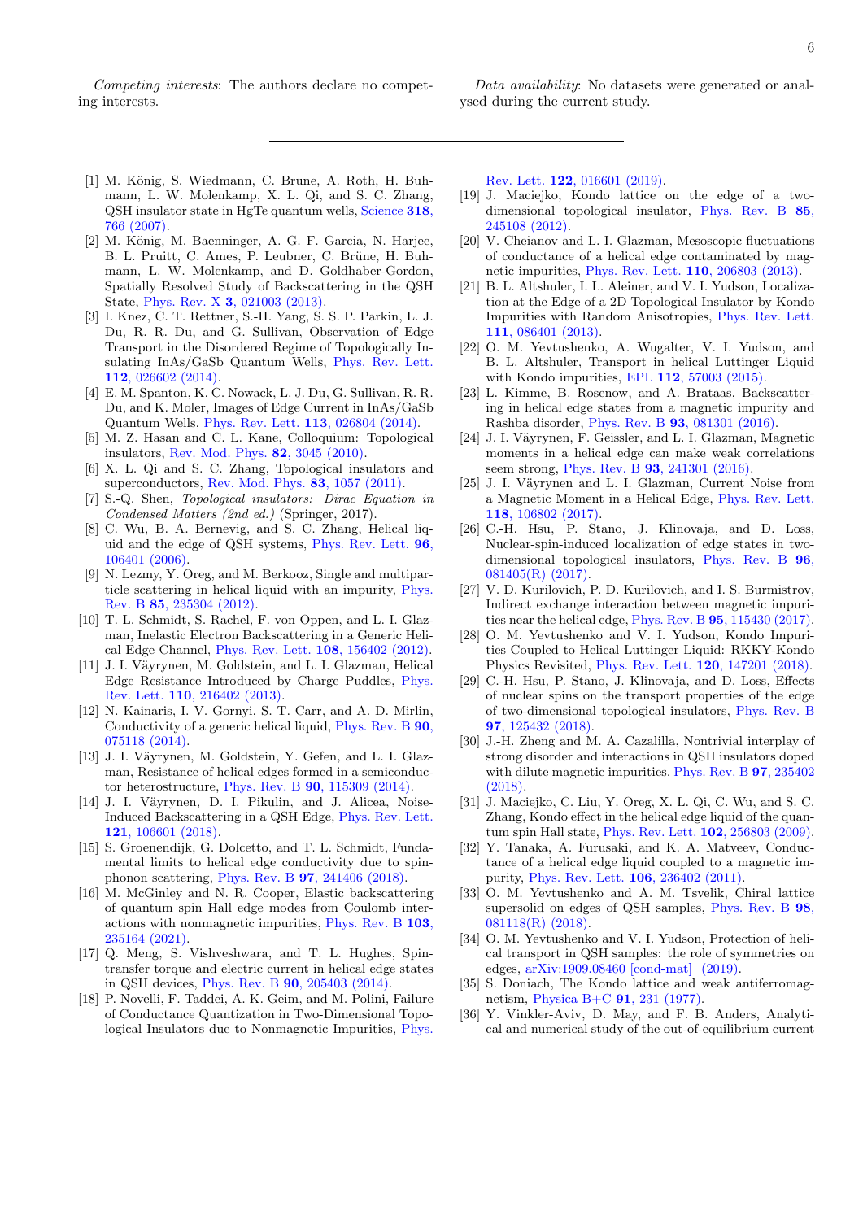*Competing interests*: The authors declare no competing interests.

*Data availability*: No datasets were generated or analysed during the current study.

---

[1] M. König, S. Wiedmann, C. Brune, A. Roth, H. Buhmann, L. W. Molenkamp, X. L. Qi, and S. C. Zhang, QSH insulator state in HgTe quantum wells, Science **318**, 766 (2007).

[2] M. König, M. Baenninger, A. G. F. Garcia, N. Harjee, B. L. Pruitt, C. Ames, P. Leubner, C. Brüne, H. Buhmann, L. W. Molenkamp, and D. Goldhaber-Gordon, Spatially Resolved Study of Backscattering in the QSH State, Phys. Rev. X **3**, 021003 (2013).

[3] I. Knez, C. T. Rettner, S.-H. Yang, S. S. P. Parkin, L. J. Du, R. R. Du, and G. Sullivan, Observation of Edge Transport in the Disordered Regime of Topologically Insulating InAs/GaSb Quantum Wells, Phys. Rev. Lett. **112**, 026602 (2014).

[4] E. M. Spanton, K. C. Nowack, L. J. Du, G. Sullivan, R. R. Du, and K. Moler, Images of Edge Current in InAs/GaSb Quantum Wells, Phys. Rev. Lett. **113**, 026804 (2014).

[5] M. Z. Hasan and C. L. Kane, Colloquium: Topological insulators, Rev. Mod. Phys. **82**, 3045 (2010).

[6] X. L. Qi and S. C. Zhang, Topological insulators and superconductors, Rev. Mod. Phys. **83**, 1057 (2011).

[7] S.-Q. Shen, *Topological insulators: Dirac Equation in Condensed Matters (2nd ed.)* (Springer, 2017).

[8] C. Wu, B. A. Bernevig, and S. C. Zhang, Helical liquid and the edge of QSH systems, Phys. Rev. Lett. **96**, 106401 (2006).

[9] N. Lezmy, Y. Oreg, and M. Berkooz, Single and multiparticle scattering in helical liquid with an impurity, Phys. Rev. B **85**, 235304 (2012).

[10] T. L. Schmidt, S. Rachel, F. von Oppen, and L. I. Glazman, Inelastic Electron Backscattering in a Generic Helical Edge Channel, Phys. Rev. Lett. **108**, 156402 (2012).

[11] J. I. Väyrynen, M. Goldstein, and L. I. Glazman, Helical Edge Resistance Introduced by Charge Puddles, Phys. Rev. Lett. **110**, 216402 (2013).

[12] N. Kainaris, I. V. Gornyi, S. T. Carr, and A. D. Mirlin, Conductivity of a generic helical liquid, Phys. Rev. B **90**, 075118 (2014).

[13] J. I. Väyrynen, M. Goldstein, Y. Gefen, and L. I. Glazman, Resistance of helical edges formed in a semiconductor heterostructure, Phys. Rev. B **90**, 115309 (2014).

[14] J. I. Väyrynen, D. I. Pikulin, and J. Alicea, Noise-Induced Backscattering in a QSH Edge, Phys. Rev. Lett. **121**, 106601 (2018).

[15] S. Groenendijk, G. Dolcetto, and T. L. Schmidt, Fundamental limits to helical edge conductivity due to spin-phonon scattering, Phys. Rev. B **97**, 241406 (2018).

[16] M. McGinley and N. R. Cooper, Elastic backscattering of quantum spin Hall edge modes from Coulomb interactions with nonmagnetic impurities, Phys. Rev. B **103**, 235164 (2021).

[17] Q. Meng, S. Vishveshwara, and T. L. Hughes, Spin-transfer torque and electric current in helical edge states in QSH devices, Phys. Rev. B **90**, 205403 (2014).

[18] P. Novelli, F. Taddei, A. K. Geim, and M. Polini, Failure of Conductance Quantization in Two-Dimensional Topological Insulators due to Nonmagnetic Impurities, Phys. Rev. Lett. **122**, 016601 (2019).

[19] J. Maciejko, Kondo lattice on the edge of a two-dimensional topological insulator, Phys. Rev. B **85**, 245108 (2012).

[20] V. Cheianov and L. I. Glazman, Mesoscopic fluctuations of conductance of a helical edge contaminated by magnetic impurities, Phys. Rev. Lett. **110**, 206803 (2013).

[21] B. L. Altshuler, I. L. Aleiner, and V. I. Yudson, Localization at the Edge of a 2D Topological Insulator by Kondo Impurities with Random Anisotropies, Phys. Rev. Lett. **111**, 086401 (2013).

[22] O. M. Yevtushenko, A. Wugalter, V. I. Yudson, and B. L. Altshuler, Transport in helical Luttinger Liquid with Kondo impurities, EPL **112**, 57003 (2015).

[23] L. Kimme, B. Rosenow, and A. Brataas, Backscattering in helical edge states from a magnetic impurity and Rashba disorder, Phys. Rev. B **93**, 081301 (2016).

[24] J. I. Väyrynen, F. Geissler, and L. I. Glazman, Magnetic moments in a helical edge can make weak correlations seem strong, Phys. Rev. B **93**, 241301 (2016).

[25] J. I. Väyrynen and L. I. Glazman, Current Noise from a Magnetic Moment in a Helical Edge, Phys. Rev. Lett. **118**, 106802 (2017).

[26] C.-H. Hsu, P. Stano, J. Klinovaja, and D. Loss, Nuclear-spin-induced localization of edge states in two-dimensional topological insulators, Phys. Rev. B **96**, 081405(R) (2017).

[27] V. D. Kurilovich, P. D. Kurilovich, and I. S. Burmistrov, Indirect exchange interaction between magnetic impurities near the helical edge, Phys. Rev. B **95**, 115430 (2017).

[28] O. M. Yevtushenko and V. I. Yudson, Kondo Impurities Coupled to Helical Luttinger Liquid: RKKY-Kondo Physics Revisited, Phys. Rev. Lett. **120**, 147201 (2018).

[29] C.-H. Hsu, P. Stano, J. Klinovaja, and D. Loss, Effects of nuclear spins on the transport properties of the edge of two-dimensional topological insulators, Phys. Rev. B **97**, 125432 (2018).

[30] J.-H. Zheng and M. A. Cazalilla, Nontrivial interplay of strong disorder and interactions in QSH insulators doped with dilute magnetic impurities, Phys. Rev. B **97**, 235402 (2018).

[31] J. Maciejko, C. Liu, Y. Oreg, X. L. Qi, C. Wu, and S. C. Zhang, Kondo effect in the helical edge liquid of the quantum spin Hall state, Phys. Rev. Lett. **102**, 256803 (2009).

[32] Y. Tanaka, A. Furusaki, and K. A. Matveev, Conductance of a helical edge liquid coupled to a magnetic impurity, Phys. Rev. Lett. **106**, 236402 (2011).

[33] O. M. Yevtushenko and A. M. Tsvelik, Chiral lattice supersolid on edges of QSH samples, Phys. Rev. B **98**, 081118(R) (2018).

[34] O. M. Yevtushenko and V. I. Yudson, Protection of helical transport in QSH samples: the role of symmetries on edges, arXiv:1909.08460 [cond-mat] (2019).

[35] S. Doniach, The Kondo lattice and weak antiferromagnetism, Physica B+C **91**, 231 (1977).

[36] Y. Vinkler-Aviv, D. May, and F. B. Anders, Analytical and numerical study of the out-of-equilibrium current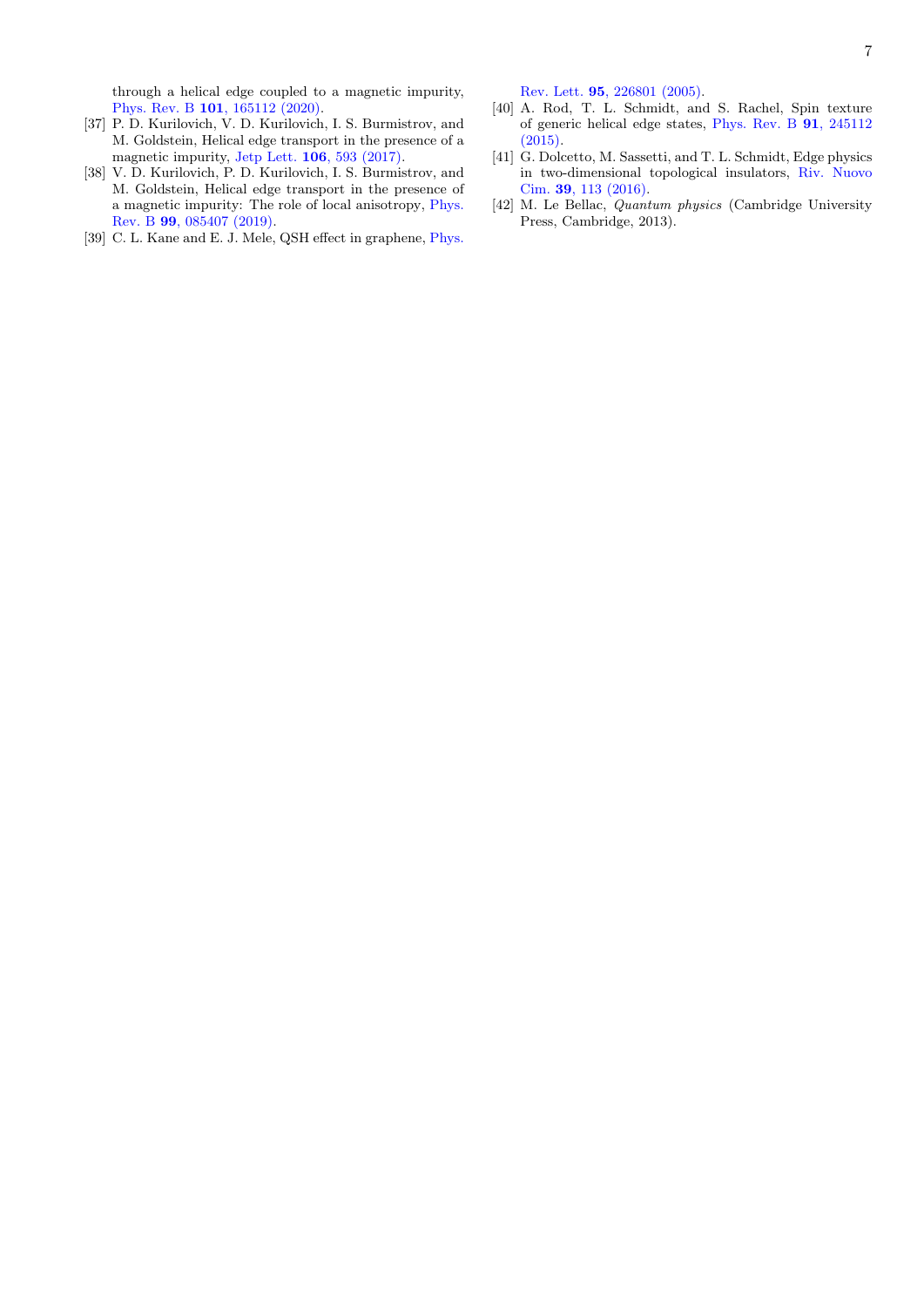through a helical edge coupled to a magnetic impurity, Phys. Rev. B **101**, 165112 (2020).

[37] P. D. Kurilovich, V. D. Kurilovich, I. S. Burmistrov, and M. Goldstein, Helical edge transport in the presence of a magnetic impurity, Jetp Lett. **106**, 593 (2017).

[38] V. D. Kurilovich, P. D. Kurilovich, I. S. Burmistrov, and M. Goldstein, Helical edge transport in the presence of a magnetic impurity: The role of local anisotropy, Phys. Rev. B **99**, 085407 (2019).

[39] C. L. Kane and E. J. Mele, QSH effect in graphene, Phys. Rev. Lett. **95**, 226801 (2005).

[40] A. Rod, T. L. Schmidt, and S. Rachel, Spin texture of generic helical edge states, Phys. Rev. B **91**, 245112 (2015).

[41] G. Dolcetto, M. Sassetti, and T. L. Schmidt, Edge physics in two-dimensional topological insulators, Riv. Nuovo Cim. **39**, 113 (2016).

[42] M. Le Bellac, *Quantum physics* (Cambridge University Press, Cambridge, 2013).